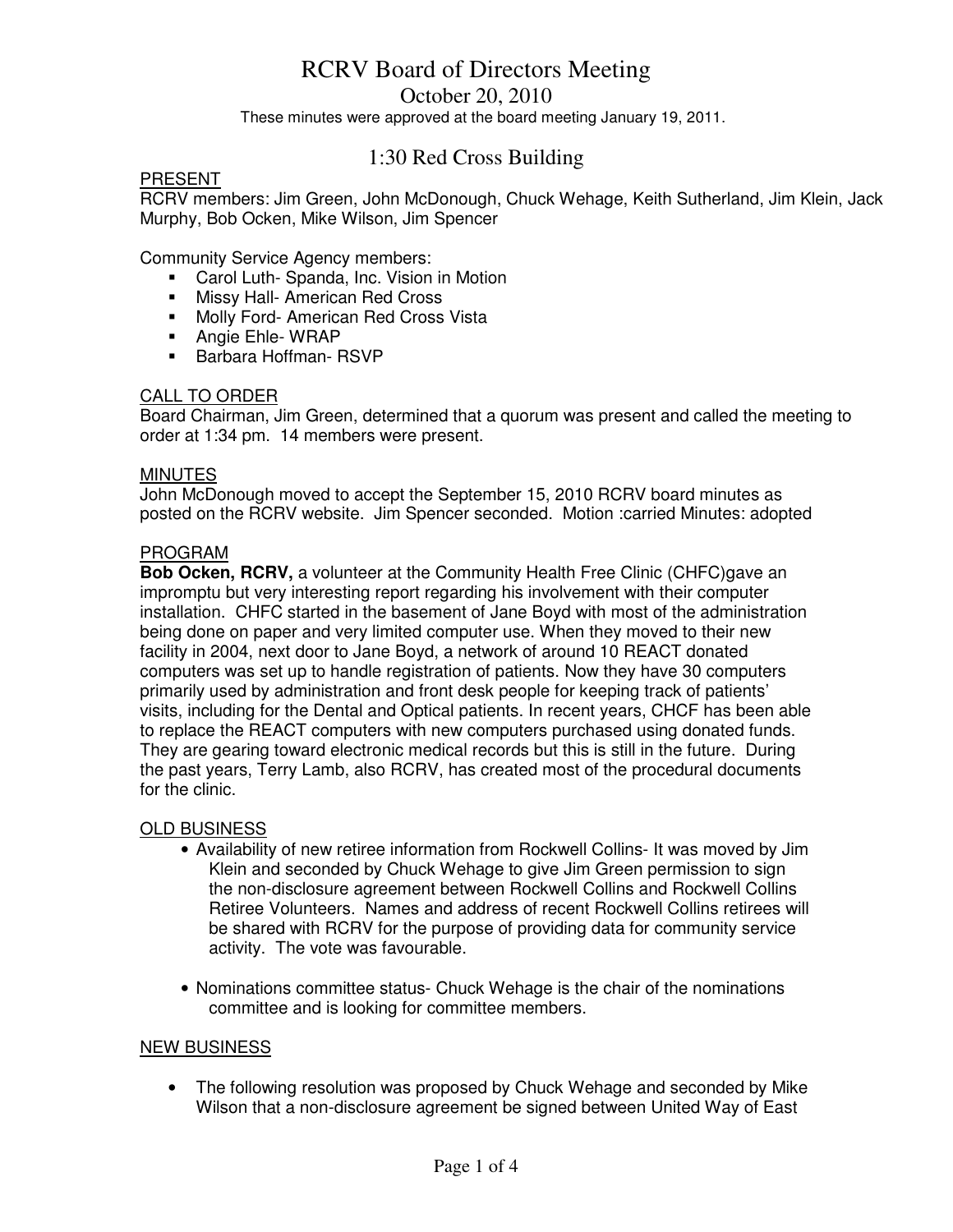# RCRV Board of Directors Meeting

## October 20, 2010

These minutes were approved at the board meeting January 19, 2011.

## 1:30 Red Cross Building

PRESENT

RCRV members: Jim Green, John McDonough, Chuck Wehage, Keith Sutherland, Jim Klein, Jack Murphy, Bob Ocken, Mike Wilson, Jim Spencer

Community Service Agency members:

- Carol Luth- Spanda, Inc. Vision in Motion
- Missy Hall- American Red Cross
- Molly Ford- American Red Cross Vista
- Angie Ehle- WRAP
- Barbara Hoffman- RSVP

CALL TO ORDER

Board Chairman, Jim Green, determined that a quorum was present and called the meeting to order at 1:34 pm. 14 members were present.

MINUTES

John McDonough moved to accept the September 15, 2010 RCRV board minutes as posted on the RCRV website. Jim Spencer seconded. Motion :carried Minutes: adopted

PROGRAM

**Bob Ocken, RCRV,** a volunteer at the Community Health Free Clinic (CHFC)gave an impromptu but very interesting report regarding his involvement with their computer installation. CHFC started in the basement of Jane Boyd with most of the administration being done on paper and very limited computer use. When they moved to their new facility in 2004, next door to Jane Boyd, a network of around 10 REACT donated computers was set up to handle registration of patients. Now they have 30 computers primarily used by administration and front desk people for keeping track of patients' visits, including for the Dental and Optical patients. In recent years, CHCF has been able to replace the REACT computers with new computers purchased using donated funds. They are gearing toward electronic medical records but this is still in the future. During the past years, Terry Lamb, also RCRV, has created most of the procedural documents for the clinic.

OLD BUSINESS

- Availability of new retiree information from Rockwell Collins- It was moved by Jim Klein and seconded by Chuck Wehage to give Jim Green permission to sign the non-disclosure agreement between Rockwell Collins and Rockwell Collins Retiree Volunteers. Names and address of recent Rockwell Collins retirees will be shared with RCRV for the purpose of providing data for community service activity. The vote was favourable.
- Nominations committee status- Chuck Wehage is the chair of the nominations committee and is looking for committee members.

NEW BUSINESS

- The following resolution was proposed by Chuck Wehage and seconded by Mike Wilson that a non-disclosure agreement be signed between United Way of East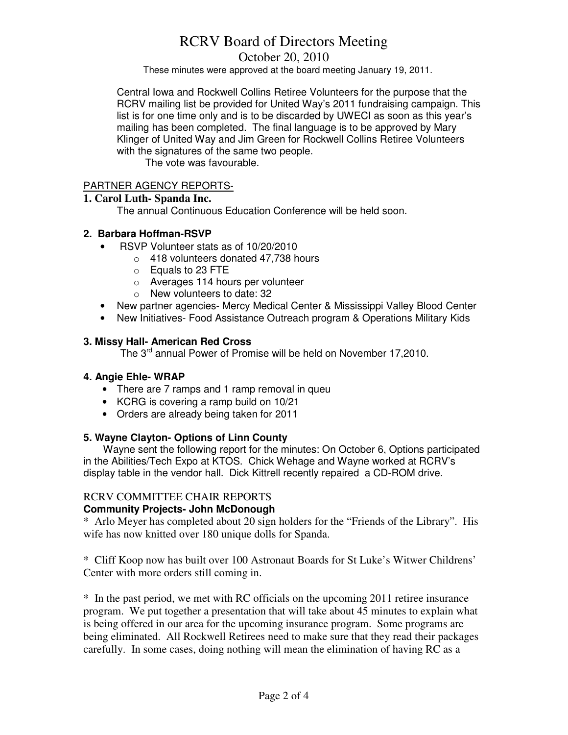# RCRV Board of Directors Meeting

October 20, 2010

These minutes were approved at the board meeting January 19, 2011.

Central Iowa and Rockwell Collins Retiree Volunteers for the purpose that the RCRV mailing list be provided for United Way's 2011 fundraising campaign. This list is for one time only and is to be discarded by UWECI as soon as this year's mailing has been completed. The final language is to be approved by Mary Klinger of United Way and Jim Green for Rockwell Collins Retiree Volunteers with the signatures of the same two people.

The vote was favourable.

PARTNER AGENCY REPORTS-

**1. Carol Luth- Spanda Inc.**

The annual Continuous Education Conference will be held soon.

**2. Barbara Hoffman-RSVP**

- RSVP Volunteer stats as of 10/20/2010
  - 418 volunteers donated 47,738 hours
  - Equals to 23 FTE
  - Averages 114 hours per volunteer
  - New volunteers to date: 32
- New partner agencies- Mercy Medical Center & Mississippi Valley Blood Center
- New Initiatives- Food Assistance Outreach program & Operations Military Kids

**3. Missy Hall- American Red Cross**

The 3rd annual Power of Promise will be held on November 17,2010.

**4. Angie Ehle- WRAP**

- There are 7 ramps and 1 ramp removal in queu
- KCRG is covering a ramp build on 10/21
- Orders are already being taken for 2011

**5. Wayne Clayton- Options of Linn County**

Wayne sent the following report for the minutes: On October 6, Options participated in the Abilities/Tech Expo at KTOS. Chick Wehage and Wayne worked at RCRV's display table in the vendor hall. Dick Kittrell recently repaired a CD-ROM drive.

RCRV COMMITTEE CHAIR REPORTS

**Community Projects- John McDonough**

* Arlo Meyer has completed about 20 sign holders for the "Friends of the Library". His wife has now knitted over 180 unique dolls for Spanda.

* Cliff Koop now has built over 100 Astronaut Boards for St Luke's Witwer Childrens' Center with more orders still coming in.

* In the past period, we met with RC officials on the upcoming 2011 retiree insurance program. We put together a presentation that will take about 45 minutes to explain what is being offered in our area for the upcoming insurance program. Some programs are being eliminated. All Rockwell Retirees need to make sure that they read their packages carefully. In some cases, doing nothing will mean the elimination of having RC as a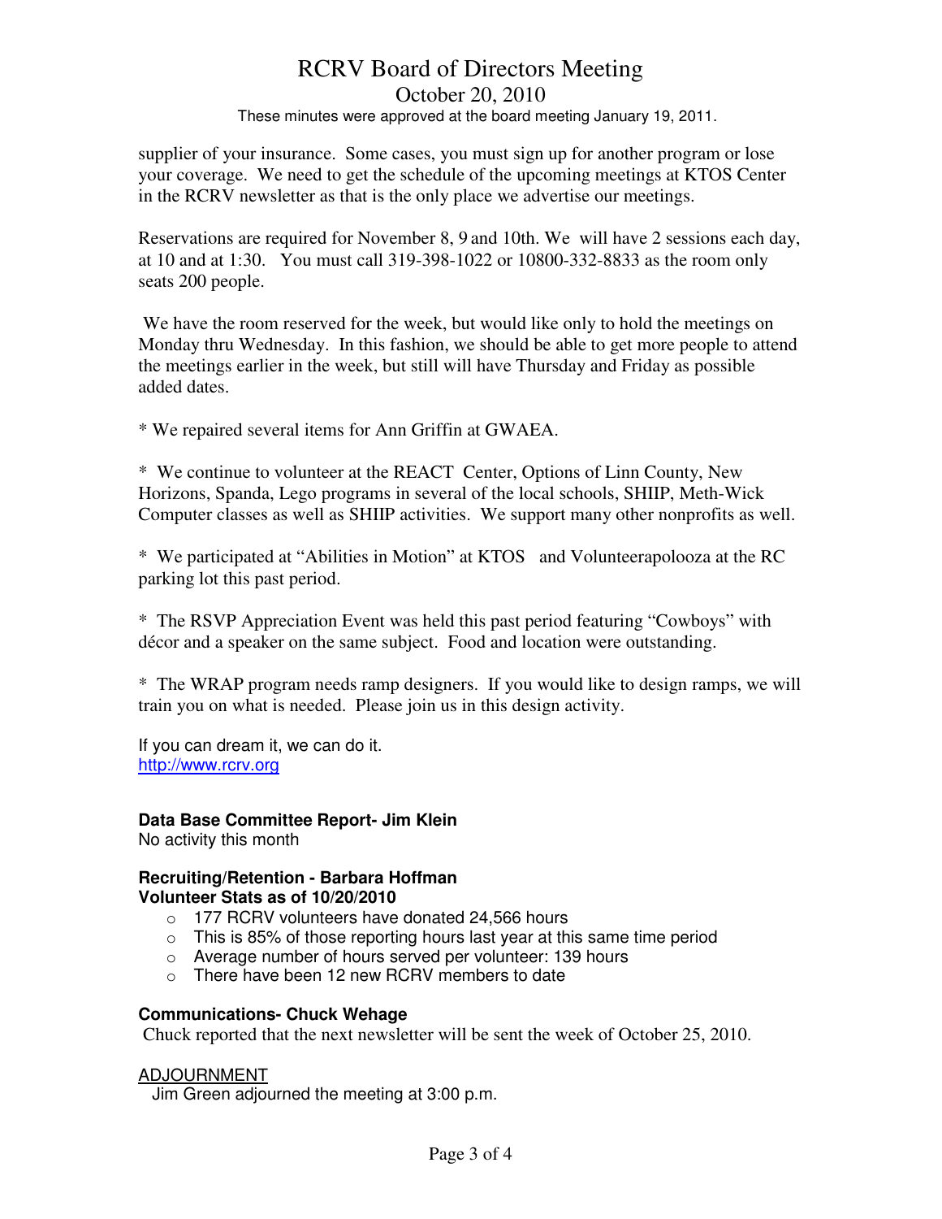supplier of your insurance. Some cases, you must sign up for another program or lose your coverage. We need to get the schedule of the upcoming meetings at KTOS Center in the RCRV newsletter as that is the only place we advertise our meetings.

Reservations are required for November 8, 9 and 10th. We will have 2 sessions each day, at 10 and at 1:30. You must call 319-398-1022 or 10800-332-8833 as the room only seats 200 people.

We have the room reserved for the week, but would like only to hold the meetings on Monday thru Wednesday. In this fashion, we should be able to get more people to attend the meetings earlier in the week, but still will have Thursday and Friday as possible added dates.

* We repaired several items for Ann Griffin at GWAEA.

* We continue to volunteer at the REACT Center, Options of Linn County, New Horizons, Spanda, Lego programs in several of the local schools, SHIIP, Meth-Wick Computer classes as well as SHIIP activities. We support many other nonprofits as well.

* We participated at "Abilities in Motion" at KTOS and Volunteerapolooza at the RC parking lot this past period.

* The RSVP Appreciation Event was held this past period featuring "Cowboys" with décor and a speaker on the same subject. Food and location were outstanding.

* The WRAP program needs ramp designers. If you would like to design ramps, we will train you on what is needed. Please join us in this design activity.

If you can dream it, we can do it.
http://www.rcrv.org

**Data Base Committee Report- Jim Klein**
No activity this month

**Recruiting/Retention - Barbara Hoffman**
**Volunteer Stats as of 10/20/2010**

- 177 RCRV volunteers have donated 24,566 hours
- This is 85% of those reporting hours last year at this same time period
- Average number of hours served per volunteer: 139 hours
- There have been 12 new RCRV members to date

**Communications- Chuck Wehage**
Chuck reported that the next newsletter will be sent the week of October 25, 2010.

ADJOURNMENT
Jim Green adjourned the meeting at 3:00 p.m.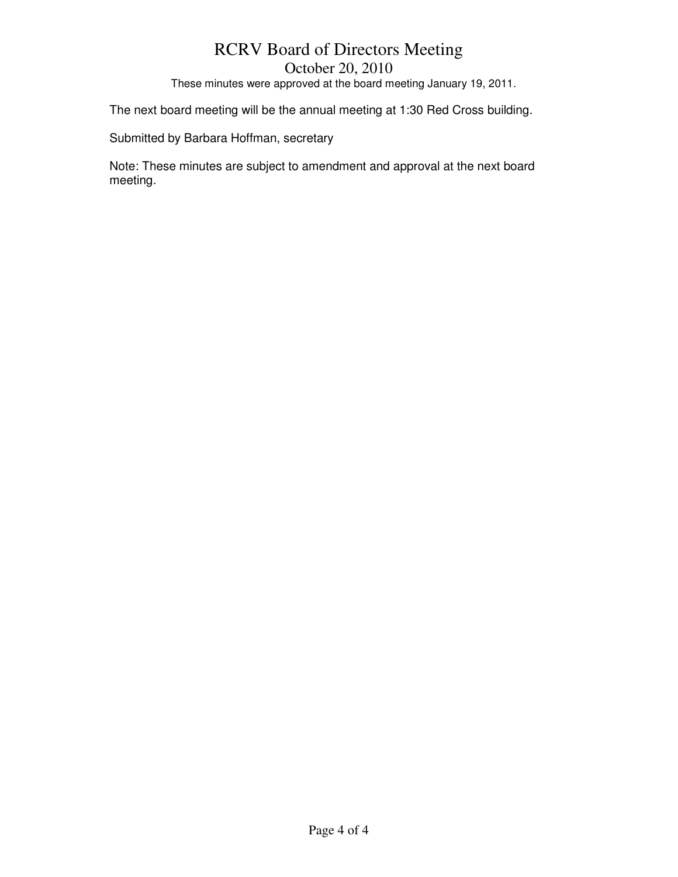The next board meeting will be the annual meeting at 1:30 Red Cross building.

Submitted by Barbara Hoffman, secretary

Note: These minutes are subject to amendment and approval at the next board meeting.